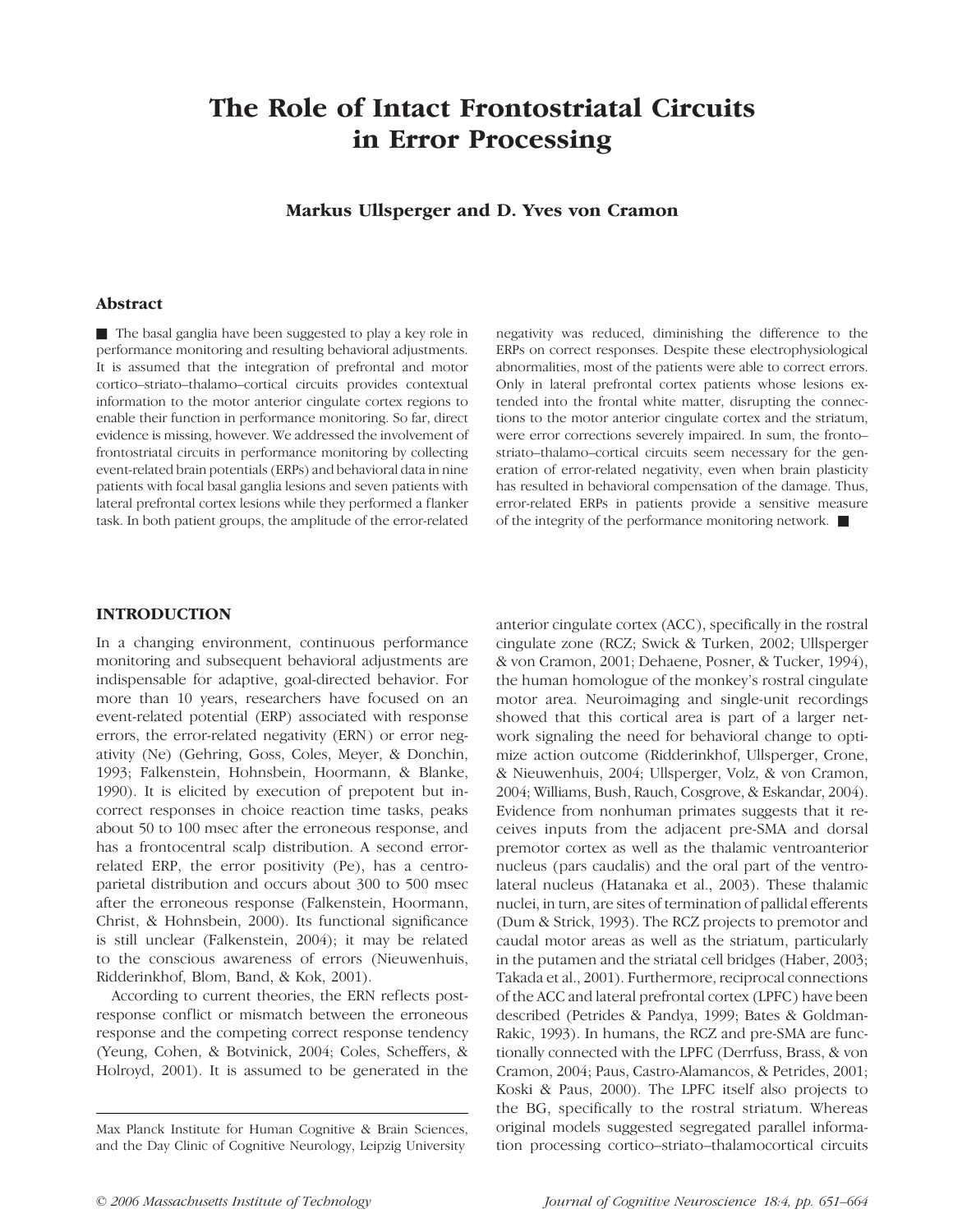# The Role of Intact Frontostriatal Circuits in Error Processing

**Markus Ullsperger and D. Yves von Cramon**

## Abstract

■ The basal ganglia have been suggested to play a key role in performance monitoring and resulting behavioral adjustments. It is assumed that the integration of prefrontal and motor cortico–striato–thalamo–cortical circuits provides contextual information to the motor anterior cingulate cortex regions to enable their function in performance monitoring. So far, direct evidence is missing, however. We addressed the involvement of frontostriatal circuits in performance monitoring by collecting event-related brain potentials (ERPs) and behavioral data in nine patients with focal basal ganglia lesions and seven patients with lateral prefrontal cortex lesions while they performed a flanker task. In both patient groups, the amplitude of the error-related negativity was reduced, diminishing the difference to the ERPs on correct responses. Despite these electrophysiological abnormalities, most of the patients were able to correct errors. Only in lateral prefrontal cortex patients whose lesions extended into the frontal white matter, disrupting the connections to the motor anterior cingulate cortex and the striatum, were error corrections severely impaired. In sum, the fronto–striato–thalamo–cortical circuits seem necessary for the generation of error-related negativity, even when brain plasticity has resulted in behavioral compensation of the damage. Thus, error-related ERPs in patients provide a sensitive measure of the integrity of the performance monitoring network. ■

## INTRODUCTION

In a changing environment, continuous performance monitoring and subsequent behavioral adjustments are indispensable for adaptive, goal-directed behavior. For more than 10 years, researchers have focused on an event-related potential (ERP) associated with response errors, the error-related negativity (ERN) or error negativity (Ne) (Gehring, Goss, Coles, Meyer, & Donchin, 1993; Falkenstein, Hohnsbein, Hoormann, & Blanke, 1990). It is elicited by execution of prepotent but incorrect responses in choice reaction time tasks, peaks about 50 to 100 msec after the erroneous response, and has a frontocentral scalp distribution. A second error-related ERP, the error positivity (Pe), has a centroparietal distribution and occurs about 300 to 500 msec after the erroneous response (Falkenstein, Hoormann, Christ, & Hohnsbein, 2000). Its functional significance is still unclear (Falkenstein, 2004); it may be related to the conscious awareness of errors (Nieuwenhuis, Ridderinkhof, Blom, Band, & Kok, 2001).

According to current theories, the ERN reflects post-response conflict or mismatch between the erroneous response and the competing correct response tendency (Yeung, Cohen, & Botvinick, 2004; Coles, Scheffers, & Holroyd, 2001). It is assumed to be generated in the anterior cingulate cortex (ACC), specifically in the rostral cingulate zone (RCZ; Swick & Turken, 2002; Ullsperger & von Cramon, 2001; Dehaene, Posner, & Tucker, 1994), the human homologue of the monkey's rostral cingulate motor area. Neuroimaging and single-unit recordings showed that this cortical area is part of a larger network signaling the need for behavioral change to optimize action outcome (Ridderinkhof, Ullsperger, Crone, & Nieuwenhuis, 2004; Ullsperger, Volz, & von Cramon, 2004; Williams, Bush, Rauch, Cosgrove, & Eskandar, 2004). Evidence from nonhuman primates suggests that it receives inputs from the adjacent pre-SMA and dorsal premotor cortex as well as the thalamic ventroanterior nucleus (pars caudalis) and the oral part of the ventrolateral nucleus (Hatanaka et al., 2003). These thalamic nuclei, in turn, are sites of termination of pallidal efferents (Dum & Strick, 1993). The RCZ projects to premotor and caudal motor areas as well as the striatum, particularly in the putamen and the striatal cell bridges (Haber, 2003; Takada et al., 2001). Furthermore, reciprocal connections of the ACC and lateral prefrontal cortex (LPFC) have been described (Petrides & Pandya, 1999; Bates & Goldman-Rakic, 1993). In humans, the RCZ and pre-SMA are functionally connected with the LPFC (Derrfuss, Brass, & von Cramon, 2004; Paus, Castro-Alamancos, & Petrides, 2001; Koski & Paus, 2000). The LPFC itself also projects to the BG, specifically to the rostral striatum. Whereas original models suggested segregated parallel information processing cortico–striato–thalamocortical circuits

Max Planck Institute for Human Cognitive & Brain Sciences, and the Day Clinic of Cognitive Neurology, Leipzig University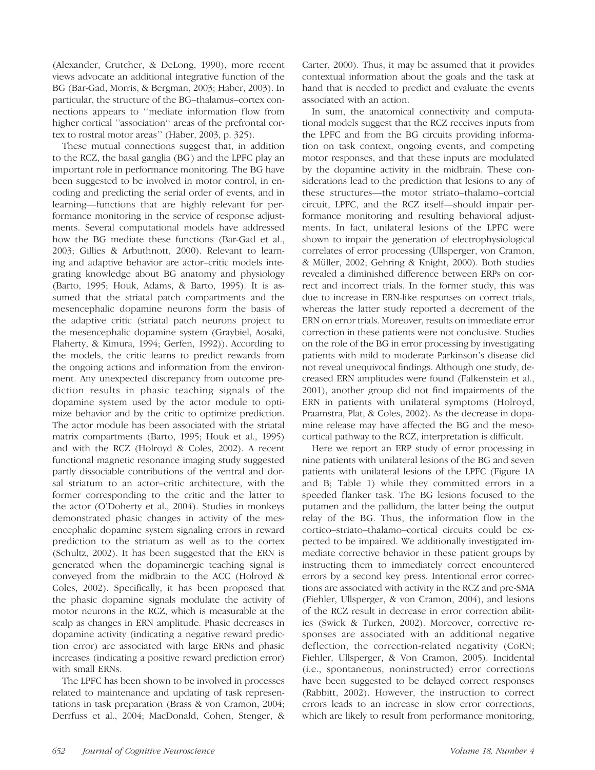(Alexander, Crutcher, & DeLong, 1990), more recent views advocate an additional integrative function of the BG (Bar-Gad, Morris, & Bergman, 2003; Haber, 2003). In particular, the structure of the BG–thalamus–cortex connections appears to ''mediate information flow from higher cortical ''association'' areas of the prefrontal cortex to rostral motor areas'' (Haber, 2003, p. 325).

These mutual connections suggest that, in addition to the RCZ, the basal ganglia (BG) and the LPFC play an important role in performance monitoring. The BG have been suggested to be involved in motor control, in encoding and predicting the serial order of events, and in learning—functions that are highly relevant for performance monitoring in the service of response adjustments. Several computational models have addressed how the BG mediate these functions (Bar-Gad et al., 2003; Gillies & Arbuthnott, 2000). Relevant to learning and adaptive behavior are actor–critic models integrating knowledge about BG anatomy and physiology (Barto, 1995; Houk, Adams, & Barto, 1995). It is assumed that the striatal patch compartments and the mesencephalic dopamine neurons form the basis of the adaptive critic (striatal patch neurons project to the mesencephalic dopamine system (Graybiel, Aosaki, Flaherty, & Kimura, 1994; Gerfen, 1992)). According to the models, the critic learns to predict rewards from the ongoing actions and information from the environment. Any unexpected discrepancy from outcome prediction results in phasic teaching signals of the dopamine system used by the actor module to optimize behavior and by the critic to optimize prediction. The actor module has been associated with the striatal matrix compartments (Barto, 1995; Houk et al., 1995) and with the RCZ (Holroyd & Coles, 2002). A recent functional magnetic resonance imaging study suggested partly dissociable contributions of the ventral and dorsal striatum to an actor–critic architecture, with the former corresponding to the critic and the latter to the actor (O'Doherty et al., 2004). Studies in monkeys demonstrated phasic changes in activity of the mesencephalic dopamine system signaling errors in reward prediction to the striatum as well as to the cortex (Schultz, 2002). It has been suggested that the ERN is generated when the dopaminergic teaching signal is conveyed from the midbrain to the ACC (Holroyd & Coles, 2002). Specifically, it has been proposed that the phasic dopamine signals modulate the activity of motor neurons in the RCZ, which is measurable at the scalp as changes in ERN amplitude. Phasic decreases in dopamine activity (indicating a negative reward prediction error) are associated with large ERNs and phasic increases (indicating a positive reward prediction error) with small ERNs.

The LPFC has been shown to be involved in processes related to maintenance and updating of task representations in task preparation (Brass & von Cramon, 2004; Derrfuss et al., 2004; MacDonald, Cohen, Stenger, & Carter, 2000). Thus, it may be assumed that it provides contextual information about the goals and the task at hand that is needed to predict and evaluate the events associated with an action.

In sum, the anatomical connectivity and computational models suggest that the RCZ receives inputs from the LPFC and from the BG circuits providing information on task context, ongoing events, and competing motor responses, and that these inputs are modulated by the dopamine activity in the midbrain. These considerations lead to the prediction that lesions to any of these structures—the motor striato–thalamo–cortcial circuit, LPFC, and the RCZ itself—should impair performance monitoring and resulting behavioral adjustments. In fact, unilateral lesions of the LPFC were shown to impair the generation of electrophysiological correlates of error processing (Ullsperger, von Cramon, & Müller, 2002; Gehring & Knight, 2000). Both studies revealed a diminished difference between ERPs on correct and incorrect trials. In the former study, this was due to increase in ERN-like responses on correct trials, whereas the latter study reported a decrement of the ERN on error trials. Moreover, results on immediate error correction in these patients were not conclusive. Studies on the role of the BG in error processing by investigating patients with mild to moderate Parkinson's disease did not reveal unequivocal findings. Although one study, decreased ERN amplitudes were found (Falkenstein et al., 2001), another group did not find impairments of the ERN in patients with unilateral symptoms (Holroyd, Praamstra, Plat, & Coles, 2002). As the decrease in dopamine release may have affected the BG and the mesocortical pathway to the RCZ, interpretation is difficult.

Here we report an ERP study of error processing in nine patients with unilateral lesions of the BG and seven patients with unilateral lesions of the LPFC (Figure 1A and B; Table 1) while they committed errors in a speeded flanker task. The BG lesions focused to the putamen and the pallidum, the latter being the output relay of the BG. Thus, the information flow in the cortico–striato–thalamo–cortical circuits could be expected to be impaired. We additionally investigated immediate corrective behavior in these patient groups by instructing them to immediately correct encountered errors by a second key press. Intentional error corrections are associated with activity in the RCZ and pre-SMA (Fiehler, Ullsperger, & von Cramon, 2004), and lesions of the RCZ result in decrease in error correction abilities (Swick & Turken, 2002). Moreover, corrective responses are associated with an additional negative deflection, the correction-related negativity (CoRN; Fiehler, Ullsperger, & Von Cramon, 2005). Incidental (i.e., spontaneous, noninstructed) error corrections have been suggested to be delayed correct responses (Rabbitt, 2002). However, the instruction to correct errors leads to an increase in slow error corrections, which are likely to result from performance monitoring,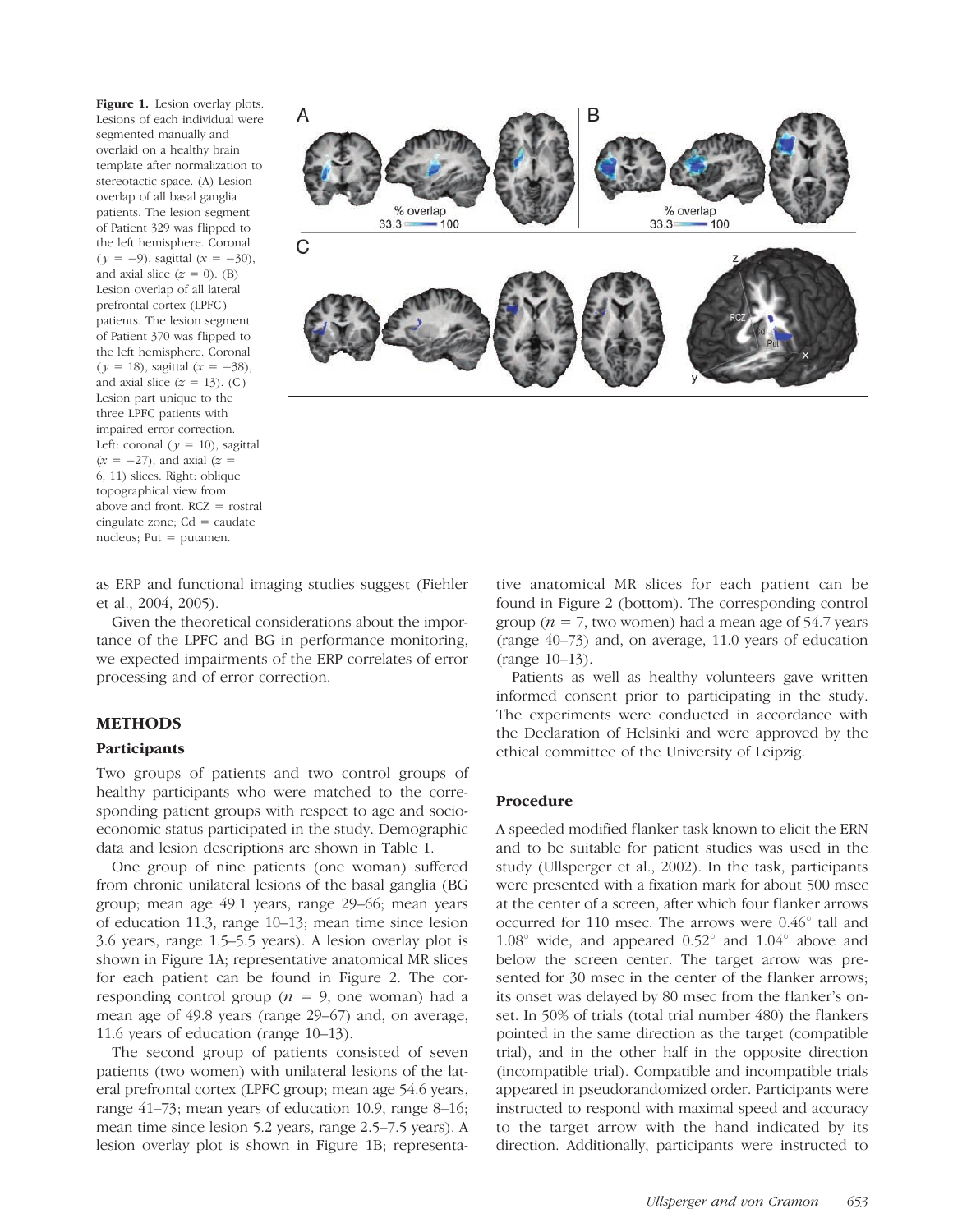**Figure 1.** Lesion overlay plots. Lesions of each individual were segmented manually and overlaid on a healthy brain template after normalization to stereotactic space. (A) Lesion overlap of all basal ganglia patients. The lesion segment of Patient 329 was flipped to the left hemisphere. Coronal ($y = -9$), sagittal ($x = -30$), and axial slice ($z = 0$). (B) Lesion overlap of all lateral prefrontal cortex (LPFC) patients. The lesion segment of Patient 370 was flipped to the left hemisphere. Coronal ($y = 18$), sagittal ($x = -38$), and axial slice ($z = 13$). (C) Lesion part unique to the three LPFC patients with impaired error correction. Left: coronal ($y = 10$), sagittal ($x = -27$), and axial ($z = 6, 11$) slices. Right: oblique topographical view from above and front. RCZ = rostral cingulate zone; Cd = caudate nucleus; Put = putamen.

as ERP and functional imaging studies suggest (Fiehler et al., 2004, 2005).

Given the theoretical considerations about the importance of the LPFC and BG in performance monitoring, we expected impairments of the ERP correlates of error processing and of error correction.

## METHODS

### Participants

Two groups of patients and two control groups of healthy participants who were matched to the corresponding patient groups with respect to age and socioeconomic status participated in the study. Demographic data and lesion descriptions are shown in Table 1.

One group of nine patients (one woman) suffered from chronic unilateral lesions of the basal ganglia (BG group; mean age 49.1 years, range 29–66; mean years of education 11.3, range 10–13; mean time since lesion 3.6 years, range 1.5–5.5 years). A lesion overlay plot is shown in Figure 1A; representative anatomical MR slices for each patient can be found in Figure 2. The corresponding control group ($n = 9$, one woman) had a mean age of 49.8 years (range 29–67) and, on average, 11.6 years of education (range 10–13).

The second group of patients consisted of seven patients (two women) with unilateral lesions of the lateral prefrontal cortex (LPFC group; mean age 54.6 years, range 41–73; mean years of education 10.9, range 8–16; mean time since lesion 5.2 years, range 2.5–7.5 years). A lesion overlay plot is shown in Figure 1B; representative anatomical MR slices for each patient can be found in Figure 2 (bottom). The corresponding control group ($n = 7$, two women) had a mean age of 54.7 years (range 40–73) and, on average, 11.0 years of education (range 10–13).

Patients as well as healthy volunteers gave written informed consent prior to participating in the study. The experiments were conducted in accordance with the Declaration of Helsinki and were approved by the ethical committee of the University of Leipzig.

### Procedure

A speeded modified flanker task known to elicit the ERN and to be suitable for patient studies was used in the study (Ullsperger et al., 2002). In the task, participants were presented with a fixation mark for about 500 msec at the center of a screen, after which four flanker arrows occurred for 110 msec. The arrows were 0.46° tall and 1.08° wide, and appeared 0.52° and 1.04° above and below the screen center. The target arrow was presented for 30 msec in the center of the flanker arrows; its onset was delayed by 80 msec from the flanker's onset. In 50% of trials (total trial number 480) the flankers pointed in the same direction as the target (compatible trial), and in the other half in the opposite direction (incompatible trial). Compatible and incompatible trials appeared in pseudorandomized order. Participants were instructed to respond with maximal speed and accuracy to the target arrow with the hand indicated by its direction. Additionally, participants were instructed to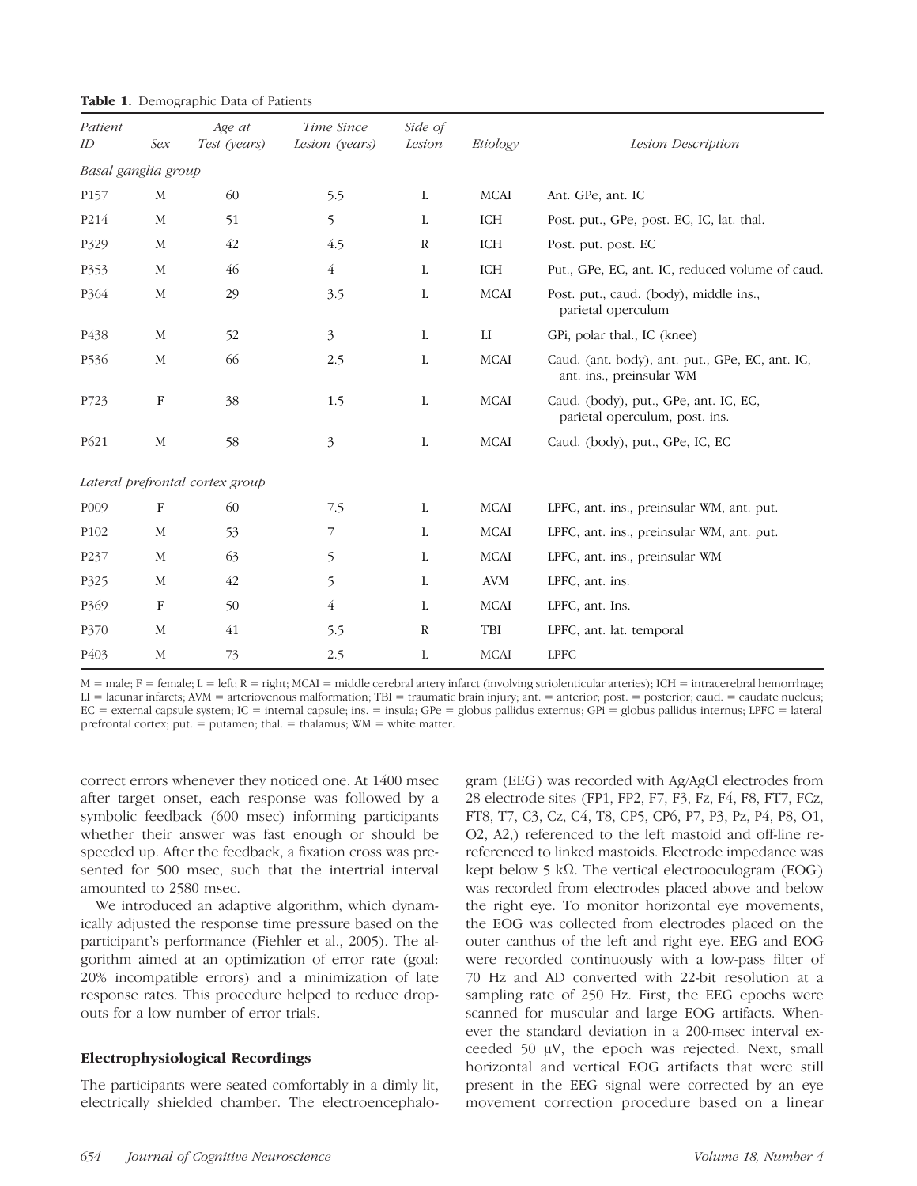**Table 1.** Demographic Data of Patients

| Patient ID | Sex | Age at Test (years) | Time Since Lesion (years) | Side of Lesion | Etiology | Lesion Description |
|---|---|---|---|---|---|---|
| *Basal ganglia group* | | | | | | |
| P157 | M | 60 | 5.5 | L | MCAI | Ant. GPe, ant. IC |
| P214 | M | 51 | 5 | L | ICH | Post. put., GPe, post. EC, IC, lat. thal. |
| P329 | M | 42 | 4.5 | R | ICH | Post. put. post. EC |
| P353 | M | 46 | 4 | L | ICH | Put., GPe, EC, ant. IC, reduced volume of caud. |
| P364 | M | 29 | 3.5 | L | MCAI | Post. put., caud. (body), middle ins., parietal operculum |
| P438 | M | 52 | 3 | L | LI | GPi, polar thal., IC (knee) |
| P536 | M | 66 | 2.5 | L | MCAI | Caud. (ant. body), ant. put., GPe, EC, ant. IC, ant. ins., preinsular WM |
| P723 | F | 38 | 1.5 | L | MCAI | Caud. (body), put., GPe, ant. IC, EC, parietal operculum, post. ins. |
| P621 | M | 58 | 3 | L | MCAI | Caud. (body), put., GPe, IC, EC |
| *Lateral prefrontal cortex group* | | | | | | |
| P009 | F | 60 | 7.5 | L | MCAI | LPFC, ant. ins., preinsular WM, ant. put. |
| P102 | M | 53 | 7 | L | MCAI | LPFC, ant. ins., preinsular WM, ant. put. |
| P237 | M | 63 | 5 | L | MCAI | LPFC, ant. ins., preinsular WM |
| P325 | M | 42 | 5 | L | AVM | LPFC, ant. ins. |
| P369 | F | 50 | 4 | L | MCAI | LPFC, ant. Ins. |
| P370 | M | 41 | 5.5 | R | TBI | LPFC, ant. lat. temporal |
| P403 | M | 73 | 2.5 | L | MCAI | LPFC |

M = male; F = female; L = left; R = right; MCAI = middle cerebral artery infarct (involving striolenticular arteries); ICH = intracerebral hemorrhage; LI = lacunar infarcts; AVM = arteriovenous malformation; TBI = traumatic brain injury; ant. = anterior; post. = posterior; caud. = caudate nucleus; EC = external capsule system; IC = internal capsule; ins. = insula; GPe = globus pallidus externus; GPi = globus pallidus internus; LPFC = lateral prefrontal cortex; put. = putamen; thal. = thalamus; WM = white matter.

correct errors whenever they noticed one. At 1400 msec after target onset, each response was followed by a symbolic feedback (600 msec) informing participants whether their answer was fast enough or should be speeded up. After the feedback, a fixation cross was presented for 500 msec, such that the intertrial interval amounted to 2580 msec.

We introduced an adaptive algorithm, which dynamically adjusted the response time pressure based on the participant's performance (Fiehler et al., 2005). The algorithm aimed at an optimization of error rate (goal: 20% incompatible errors) and a minimization of late response rates. This procedure helped to reduce dropouts for a low number of error trials.

### Electrophysiological Recordings

The participants were seated comfortably in a dimly lit, electrically shielded chamber. The electroencephalogram (EEG) was recorded with Ag/AgCl electrodes from 28 electrode sites (FP1, FP2, F7, F3, Fz, F4, F8, FT7, FCz, FT8, T7, C3, Cz, C4, T8, CP5, CP6, P7, P3, Pz, P4, P8, O1, O2, A2,) referenced to the left mastoid and off-line re-referenced to linked mastoids. Electrode impedance was kept below 5 kΩ. The vertical electrooculogram (EOG) was recorded from electrodes placed above and below the right eye. To monitor horizontal eye movements, the EOG was collected from electrodes placed on the outer canthus of the left and right eye. EEG and EOG were recorded continuously with a low-pass filter of 70 Hz and AD converted with 22-bit resolution at a sampling rate of 250 Hz. First, the EEG epochs were scanned for muscular and large EOG artifacts. Whenever the standard deviation in a 200-msec interval exceeded 50 μV, the epoch was rejected. Next, small horizontal and vertical EOG artifacts that were still present in the EEG signal were corrected by an eye movement correction procedure based on a linear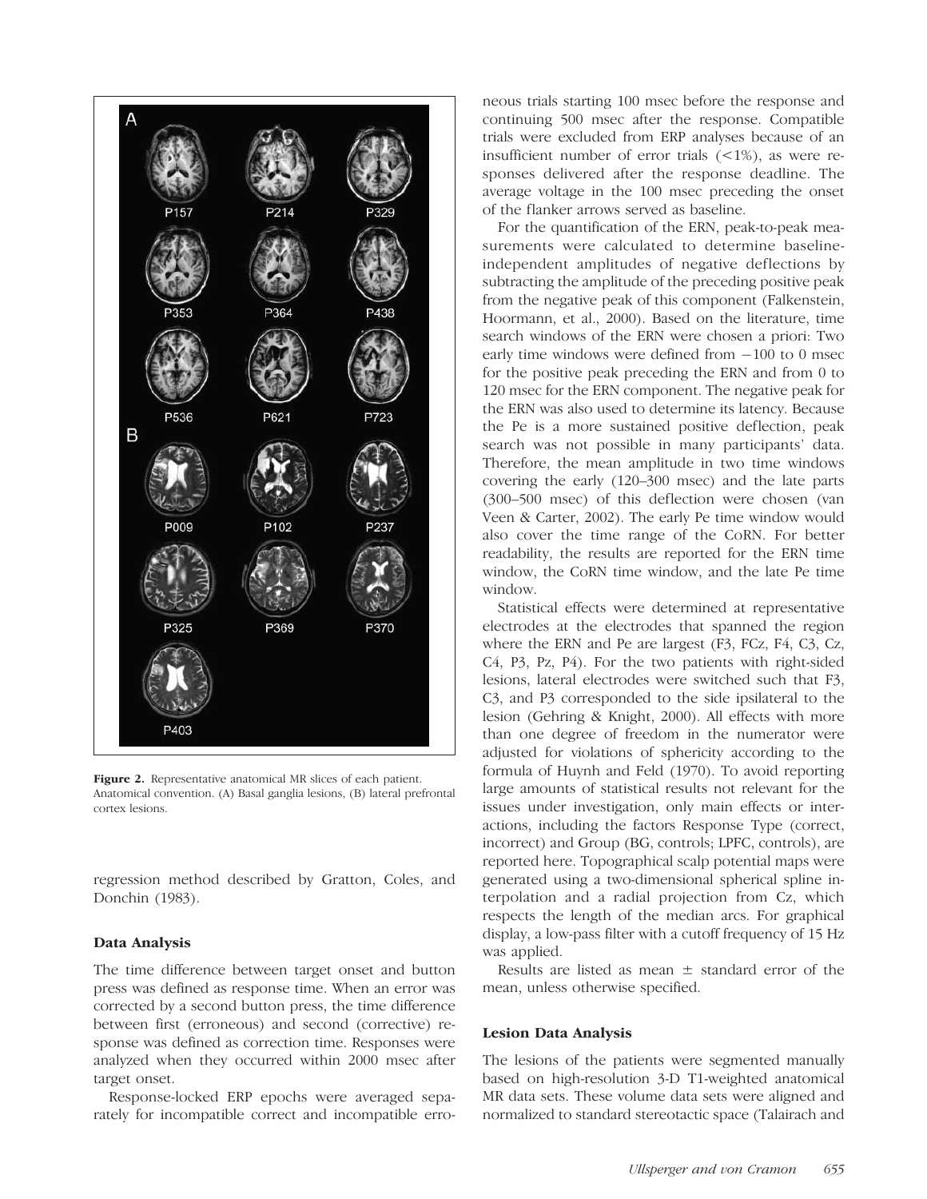Figure 2. Representative anatomical MR slices of each patient. Anatomical convention. (A) Basal ganglia lesions, (B) lateral prefrontal cortex lesions.

regression method described by Gratton, Coles, and Donchin (1983).

### Data Analysis

The time difference between target onset and button press was defined as response time. When an error was corrected by a second button press, the time difference between first (erroneous) and second (corrective) response was defined as correction time. Responses were analyzed when they occurred within 2000 msec after target onset.

Response-locked ERP epochs were averaged separately for incompatible correct and incompatible erroneous trials starting 100 msec before the response and continuing 500 msec after the response. Compatible trials were excluded from ERP analyses because of an insufficient number of error trials (<1%), as were responses delivered after the response deadline. The average voltage in the 100 msec preceding the onset of the flanker arrows served as baseline.

For the quantification of the ERN, peak-to-peak measurements were calculated to determine baseline-independent amplitudes of negative deflections by subtracting the amplitude of the preceding positive peak from the negative peak of this component (Falkenstein, Hoormann, et al., 2000). Based on the literature, time search windows of the ERN were chosen a priori: Two early time windows were defined from −100 to 0 msec for the positive peak preceding the ERN and from 0 to 120 msec for the ERN component. The negative peak for the ERN was also used to determine its latency. Because the Pe is a more sustained positive deflection, peak search was not possible in many participants' data. Therefore, the mean amplitude in two time windows covering the early (120–300 msec) and the late parts (300–500 msec) of this deflection were chosen (van Veen & Carter, 2002). The early Pe time window would also cover the time range of the CoRN. For better readability, the results are reported for the ERN time window, the CoRN time window, and the late Pe time window.

Statistical effects were determined at representative electrodes at the electrodes that spanned the region where the ERN and Pe are largest (F3, FCz, F4, C3, Cz, C4, P3, Pz, P4). For the two patients with right-sided lesions, lateral electrodes were switched such that F3, C3, and P3 corresponded to the side ipsilateral to the lesion (Gehring & Knight, 2000). All effects with more than one degree of freedom in the numerator were adjusted for violations of sphericity according to the formula of Huynh and Feld (1970). To avoid reporting large amounts of statistical results not relevant for the issues under investigation, only main effects or interactions, including the factors Response Type (correct, incorrect) and Group (BG, controls; LPFC, controls), are reported here. Topographical scalp potential maps were generated using a two-dimensional spherical spline interpolation and a radial projection from Cz, which respects the length of the median arcs. For graphical display, a low-pass filter with a cutoff frequency of 15 Hz was applied.

Results are listed as mean ± standard error of the mean, unless otherwise specified.

### Lesion Data Analysis

The lesions of the patients were segmented manually based on high-resolution 3-D T1-weighted anatomical MR data sets. These volume data sets were aligned and normalized to standard stereotactic space (Talairach and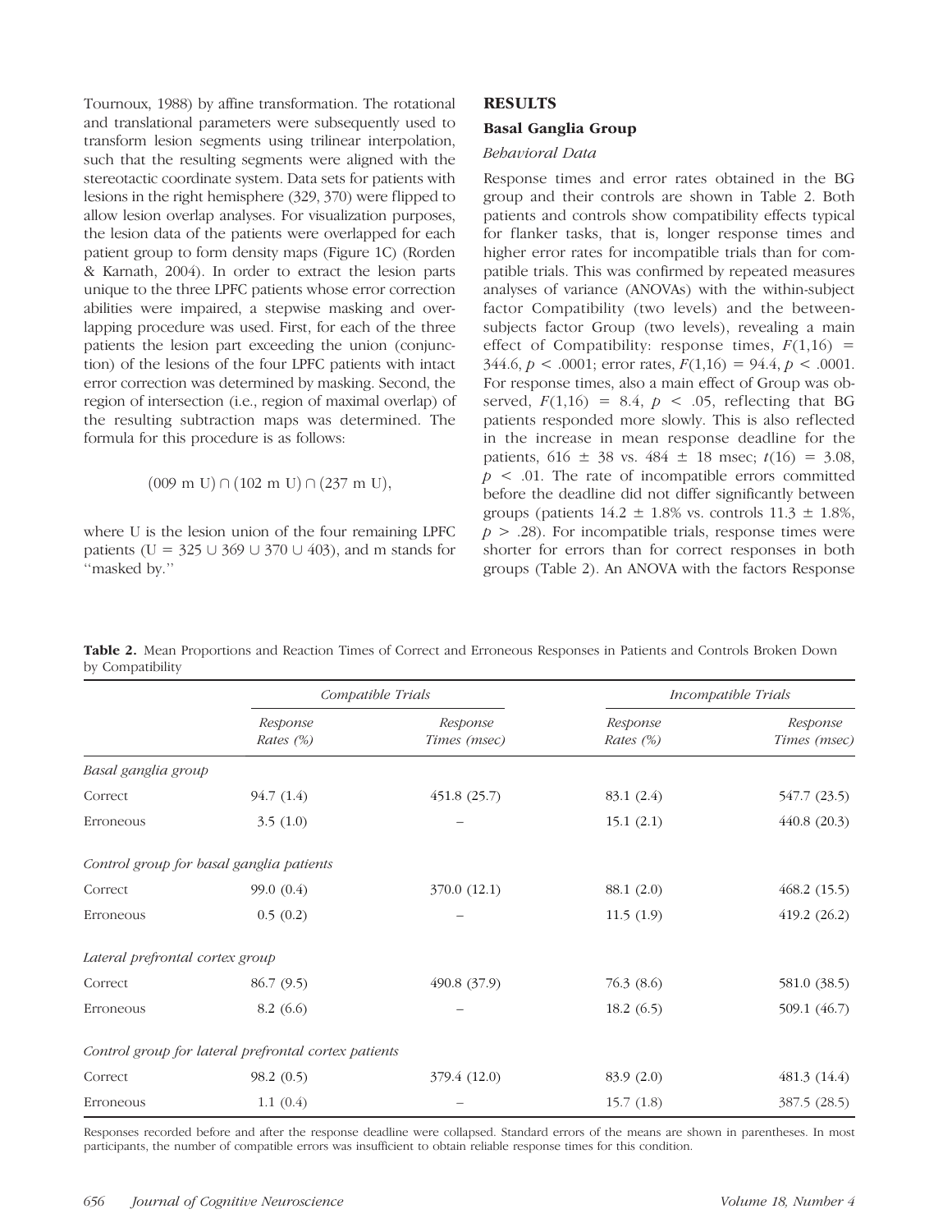Tournoux, 1988) by affine transformation. The rotational and translational parameters were subsequently used to transform lesion segments using trilinear interpolation, such that the resulting segments were aligned with the stereotactic coordinate system. Data sets for patients with lesions in the right hemisphere (329, 370) were flipped to allow lesion overlap analyses. For visualization purposes, the lesion data of the patients were overlapped for each patient group to form density maps (Figure 1C) (Rorden & Karnath, 2004). In order to extract the lesion parts unique to the three LPFC patients whose error correction abilities were impaired, a stepwise masking and overlapping procedure was used. First, for each of the three patients the lesion part exceeding the union (conjunction) of the lesions of the four LPFC patients with intact error correction was determined by masking. Second, the region of intersection (i.e., region of maximal overlap) of the resulting subtraction maps was determined. The formula for this procedure is as follows:

$$(009 \text{ m } U) \cap (102 \text{ m } U) \cap (237 \text{ m } U),$$

where U is the lesion union of the four remaining LPFC patients ($U = 325 \cup 369 \cup 370 \cup 403$), and m stands for ''masked by.''

## RESULTS

### Basal Ganglia Group

#### *Behavioral Data*

Response times and error rates obtained in the BG group and their controls are shown in Table 2. Both patients and controls show compatibility effects typical for flanker tasks, that is, longer response times and higher error rates for incompatible trials than for compatible trials. This was confirmed by repeated measures analyses of variance (ANOVAs) with the within-subject factor Compatibility (two levels) and the between-subjects factor Group (two levels), revealing a main effect of Compatibility: response times, $F(1,16) = 344.6$, $p < .0001$; error rates, $F(1,16) = 94.4$, $p < .0001$. For response times, also a main effect of Group was observed, $F(1,16) = 8.4$, $p < .05$, reflecting that BG patients responded more slowly. This is also reflected in the increase in mean response deadline for the patients, $616 \pm 38$ vs. $484 \pm 18$ msec; $t(16) = 3.08$, $p < .01$. The rate of incompatible errors committed before the deadline did not differ significantly between groups (patients $14.2 \pm 1.8\%$ vs. controls $11.3 \pm 1.8\%$, $p > .28$). For incompatible trials, response times were shorter for errors than for correct responses in both groups (Table 2). An ANOVA with the factors Response

**Table 2.** Mean Proportions and Reaction Times of Correct and Erroneous Responses in Patients and Controls Broken Down by Compatibility

| | *Compatible Trials* | | *Incompatible Trials* | |
|---|---|---|---|---|
| | *Response Rates (%)* | *Response Times (msec)* | *Response Rates (%)* | *Response Times (msec)* |
| *Basal ganglia group* | | | | |
| Correct | 94.7 (1.4) | 451.8 (25.7) | 83.1 (2.4) | 547.7 (23.5) |
| Erroneous | 3.5 (1.0) | – | 15.1 (2.1) | 440.8 (20.3) |
| *Control group for basal ganglia patients* | | | | |
| Correct | 99.0 (0.4) | 370.0 (12.1) | 88.1 (2.0) | 468.2 (15.5) |
| Erroneous | 0.5 (0.2) | – | 11.5 (1.9) | 419.2 (26.2) |
| *Lateral prefrontal cortex group* | | | | |
| Correct | 86.7 (9.5) | 490.8 (37.9) | 76.3 (8.6) | 581.0 (38.5) |
| Erroneous | 8.2 (6.6) | – | 18.2 (6.5) | 509.1 (46.7) |
| *Control group for lateral prefrontal cortex patients* | | | | |
| Correct | 98.2 (0.5) | 379.4 (12.0) | 83.9 (2.0) | 481.3 (14.4) |
| Erroneous | 1.1 (0.4) | – | 15.7 (1.8) | 387.5 (28.5) |

Responses recorded before and after the response deadline were collapsed. Standard errors of the means are shown in parentheses. In most participants, the number of compatible errors was insufficient to obtain reliable response times for this condition.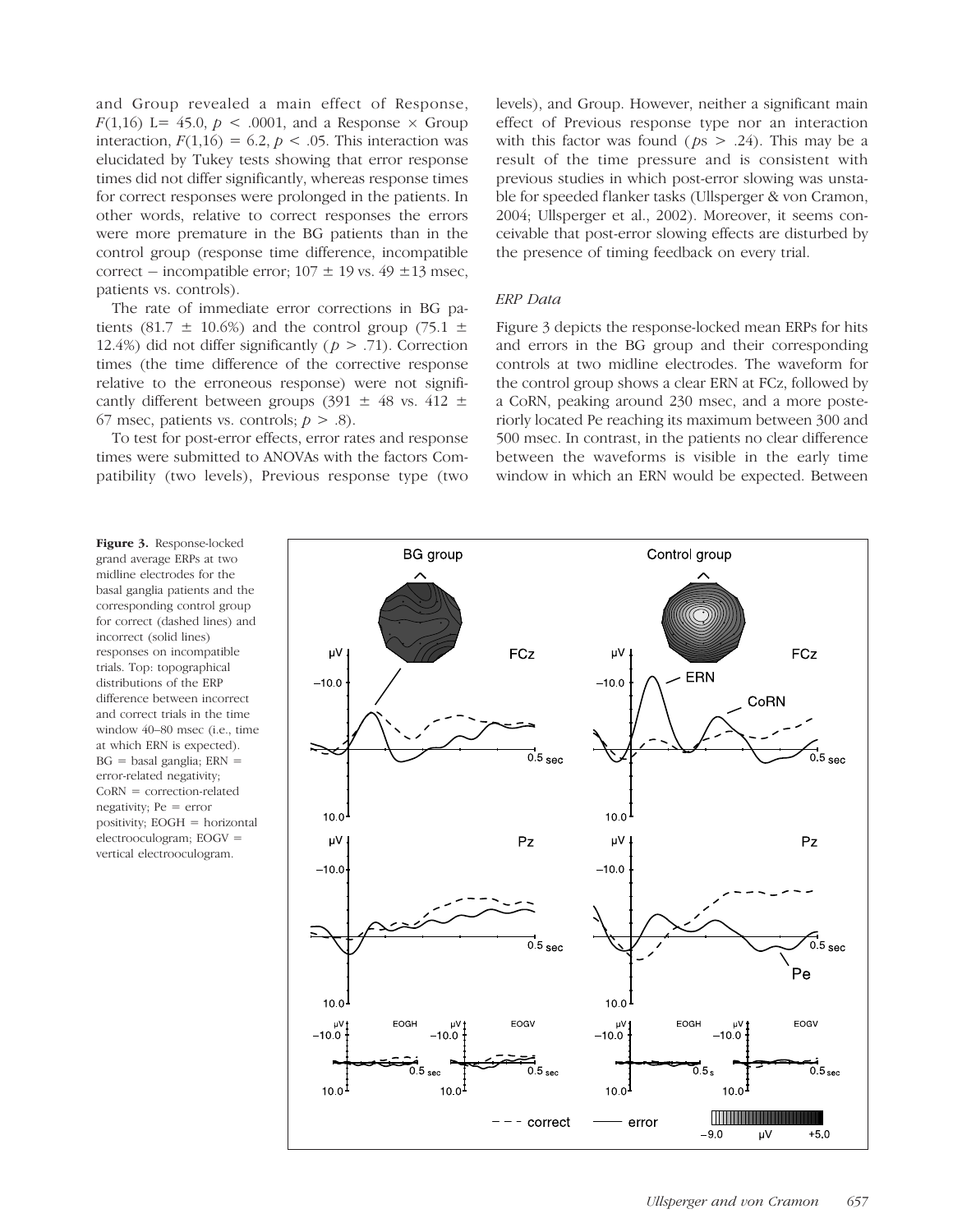and Group revealed a main effect of Response, $F(1,16)$ L= 45.0, $p < .0001$, and a Response × Group interaction, $F(1,16) = 6.2$, $p < .05$. This interaction was elucidated by Tukey tests showing that error response times did not differ significantly, whereas response times for correct responses were prolonged in the patients. In other words, relative to correct responses the errors were more premature in the BG patients than in the control group (response time difference, incompatible correct − incompatible error; 107 ± 19 vs. 49 ±13 msec, patients vs. controls).

The rate of immediate error corrections in BG patients (81.7 ± 10.6%) and the control group (75.1 ± 12.4%) did not differ significantly ($p > .71$). Correction times (the time difference of the corrective response relative to the erroneous response) were not significantly different between groups (391 ± 48 vs. 412 ± 67 msec, patients vs. controls; $p > .8$).

To test for post-error effects, error rates and response times were submitted to ANOVAs with the factors Compatibility (two levels), Previous response type (two levels), and Group. However, neither a significant main effect of Previous response type nor an interaction with this factor was found ($p$s > .24). This may be a result of the time pressure and is consistent with previous studies in which post-error slowing was unstable for speeded flanker tasks (Ullsperger & von Cramon, 2004; Ullsperger et al., 2002). Moreover, it seems conceivable that post-error slowing effects are disturbed by the presence of timing feedback on every trial.

### *ERP Data*

Figure 3 depicts the response-locked mean ERPs for hits and errors in the BG group and their corresponding controls at two midline electrodes. The waveform for the control group shows a clear ERN at FCz, followed by a CoRN, peaking around 230 msec, and a more posteriorly located Pe reaching its maximum between 300 and 500 msec. In contrast, in the patients no clear difference between the waveforms is visible in the early time window in which an ERN would be expected. Between

**Figure 3.** Response-locked grand average ERPs at two midline electrodes for the basal ganglia patients and the corresponding control group for correct (dashed lines) and incorrect (solid lines) responses on incompatible trials. Top: topographical distributions of the ERP difference between incorrect and correct trials in the time window 40–80 msec (i.e., time at which ERN is expected). BG = basal ganglia; ERN = error-related negativity; CoRN = correction-related negativity; Pe = error positivity; EOGH = horizontal electrooculogram; EOGV = vertical electrooculogram.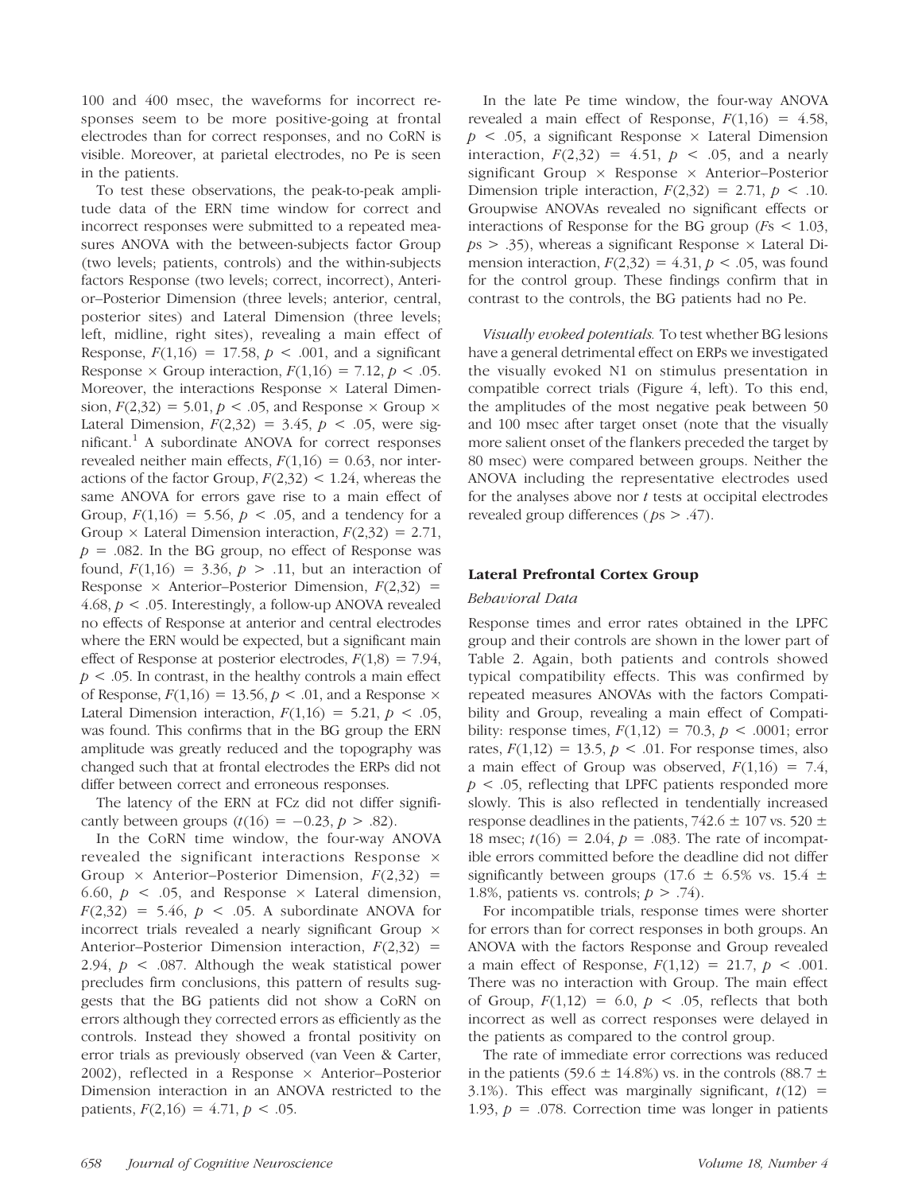100 and 400 msec, the waveforms for incorrect responses seem to be more positive-going at frontal electrodes than for correct responses, and no CoRN is visible. Moreover, at parietal electrodes, no Pe is seen in the patients.

To test these observations, the peak-to-peak amplitude data of the ERN time window for correct and incorrect responses were submitted to a repeated measures ANOVA with the between-subjects factor Group (two levels; patients, controls) and the within-subjects factors Response (two levels; correct, incorrect), Anterior–Posterior Dimension (three levels; anterior, central, posterior sites) and Lateral Dimension (three levels; left, midline, right sites), revealing a main effect of Response, $F(1,16) = 17.58$, $p < .001$, and a significant Response × Group interaction, $F(1,16) = 7.12$, $p < .05$. Moreover, the interactions Response × Lateral Dimension, $F(2,32) = 5.01$, $p < .05$, and Response × Group × Lateral Dimension, $F(2,32) = 3.45$, $p < .05$, were significant.[1] A subordinate ANOVA for correct responses revealed neither main effects, $F(1,16) = 0.63$, nor interactions of the factor Group, $F(2,32) < 1.24$, whereas the same ANOVA for errors gave rise to a main effect of Group, $F(1,16) = 5.56$, $p < .05$, and a tendency for a Group × Lateral Dimension interaction, $F(2,32) = 2.71$, $p = .082$. In the BG group, no effect of Response was found, $F(1,16) = 3.36$, $p > .11$, but an interaction of Response × Anterior–Posterior Dimension, $F(2,32) = 4.68$, $p < .05$. Interestingly, a follow-up ANOVA revealed no effects of Response at anterior and central electrodes where the ERN would be expected, but a significant main effect of Response at posterior electrodes, $F(1,8) = 7.94$, $p < .05$. In contrast, in the healthy controls a main effect of Response, $F(1,16) = 13.56$, $p < .01$, and a Response × Lateral Dimension interaction, $F(1,16) = 5.21$, $p < .05$, was found. This confirms that in the BG group the ERN amplitude was greatly reduced and the topography was changed such that at frontal electrodes the ERPs did not differ between correct and erroneous responses.

The latency of the ERN at FCz did not differ significantly between groups ($t(16) = -0.23$, $p > .82$).

In the CoRN time window, the four-way ANOVA revealed the significant interactions Response × Group × Anterior–Posterior Dimension, $F(2,32) = 6.60$, $p < .05$, and Response × Lateral dimension, $F(2,32) = 5.46$, $p < .05$. A subordinate ANOVA for incorrect trials revealed a nearly significant Group × Anterior–Posterior Dimension interaction, $F(2,32) = 2.94$, $p < .087$. Although the weak statistical power precludes firm conclusions, this pattern of results suggests that the BG patients did not show a CoRN on errors although they corrected errors as efficiently as the controls. Instead they showed a frontal positivity on error trials as previously observed (van Veen & Carter, 2002), reflected in a Response × Anterior–Posterior Dimension interaction in an ANOVA restricted to the patients, $F(2,16) = 4.71$, $p < .05$.

In the late Pe time window, the four-way ANOVA revealed a main effect of Response, $F(1,16) = 4.58$, $p < .05$, a significant Response × Lateral Dimension interaction, $F(2,32) = 4.51$, $p < .05$, and a nearly significant Group × Response × Anterior–Posterior Dimension triple interaction, $F(2,32) = 2.71$, $p < .10$. Groupwise ANOVAs revealed no significant effects or interactions of Response for the BG group ($F\text{s} < 1.03$, $p\text{s} > .35$), whereas a significant Response × Lateral Dimension interaction, $F(2,32) = 4.31$, $p < .05$, was found for the control group. These findings confirm that in contrast to the controls, the BG patients had no Pe.

*Visually evoked potentials.* To test whether BG lesions have a general detrimental effect on ERPs we investigated the visually evoked N1 on stimulus presentation in compatible correct trials (Figure 4, left). To this end, the amplitudes of the most negative peak between 50 and 100 msec after target onset (note that the visually more salient onset of the flankers preceded the target by 80 msec) were compared between groups. Neither the ANOVA including the representative electrodes used for the analyses above nor *t* tests at occipital electrodes revealed group differences ($p\text{s} > .47$).

### Lateral Prefrontal Cortex Group

#### *Behavioral Data*

Response times and error rates obtained in the LPFC group and their controls are shown in the lower part of Table 2. Again, both patients and controls showed typical compatibility effects. This was confirmed by repeated measures ANOVAs with the factors Compatibility and Group, revealing a main effect of Compatibility: response times, $F(1,12) = 70.3$, $p < .0001$; error rates, $F(1,12) = 13.5$, $p < .01$. For response times, also a main effect of Group was observed, $F(1,16) = 7.4$, $p < .05$, reflecting that LPFC patients responded more slowly. This is also reflected in tendentially increased response deadlines in the patients, $742.6 \pm 107$ vs. $520 \pm 18$ msec; $t(16) = 2.04$, $p = .083$. The rate of incompatible errors committed before the deadline did not differ significantly between groups ($17.6 \pm 6.5\%$ vs. $15.4 \pm 1.8\%$, patients vs. controls; $p > .74$).

For incompatible trials, response times were shorter for errors than for correct responses in both groups. An ANOVA with the factors Response and Group revealed a main effect of Response, $F(1,12) = 21.7$, $p < .001$. There was no interaction with Group. The main effect of Group, $F(1,12) = 6.0$, $p < .05$, reflects that both incorrect as well as correct responses were delayed in the patients as compared to the control group.

The rate of immediate error corrections was reduced in the patients ($59.6 \pm 14.8\%$) vs. in the controls ($88.7 \pm 3.1\%$). This effect was marginally significant, $t(12) = 1.93$, $p = .078$. Correction time was longer in patients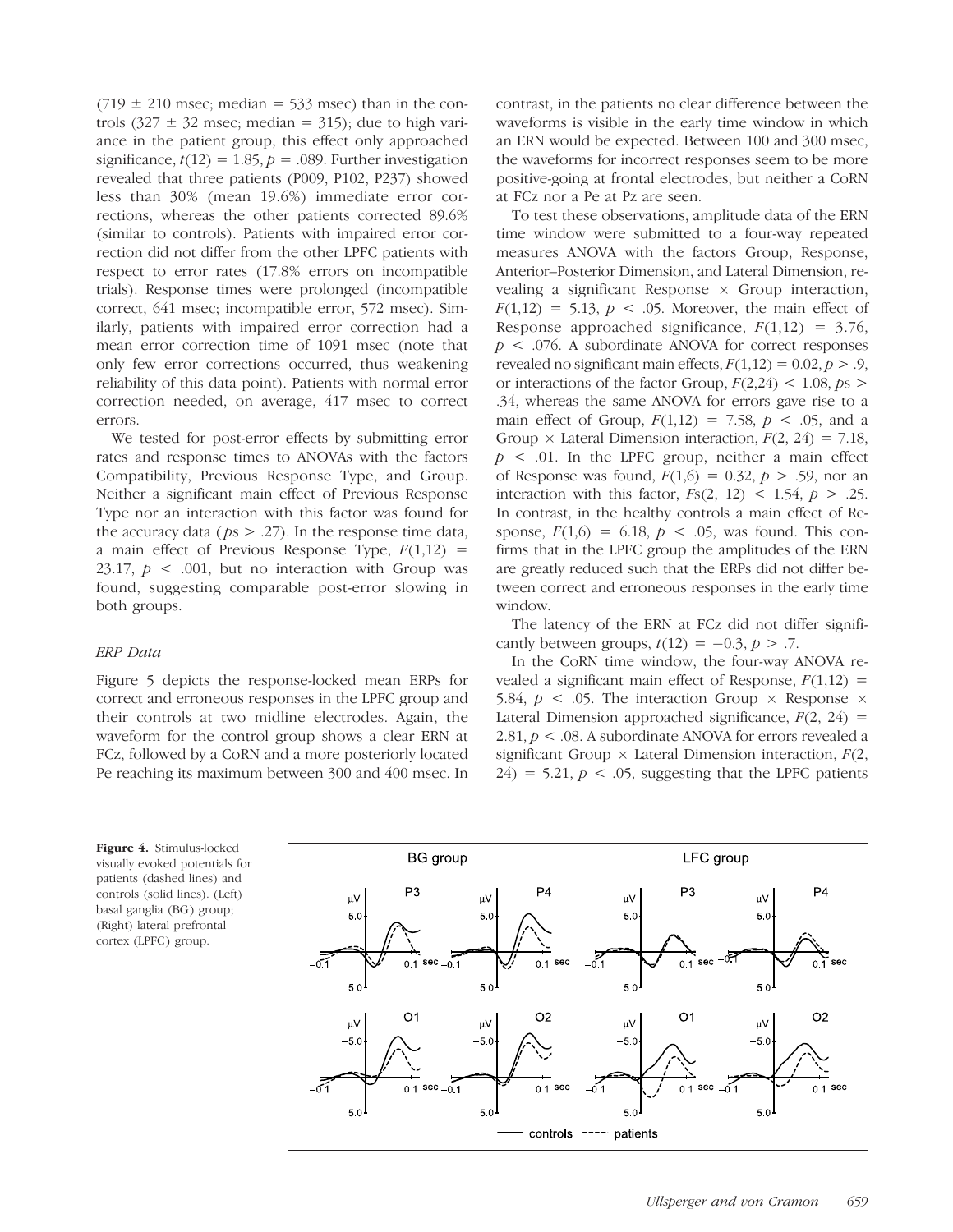(719 ± 210 msec; median = 533 msec) than in the controls (327 ± 32 msec; median = 315); due to high variance in the patient group, this effect only approached significance, $t(12) = 1.85$, $p = .089$. Further investigation revealed that three patients (P009, P102, P237) showed less than 30% (mean 19.6%) immediate error corrections, whereas the other patients corrected 89.6% (similar to controls). Patients with impaired error correction did not differ from the other LPFC patients with respect to error rates (17.8% errors on incompatible trials). Response times were prolonged (incompatible correct, 641 msec; incompatible error, 572 msec). Similarly, patients with impaired error correction had a mean error correction time of 1091 msec (note that only few error corrections occurred, thus weakening reliability of this data point). Patients with normal error correction needed, on average, 417 msec to correct errors.

We tested for post-error effects by submitting error rates and response times to ANOVAs with the factors Compatibility, Previous Response Type, and Group. Neither a significant main effect of Previous Response Type nor an interaction with this factor was found for the accuracy data ($p$s > .27). In the response time data, a main effect of Previous Response Type, $F(1,12) = 23.17$, $p < .001$, but no interaction with Group was found, suggesting comparable post-error slowing in both groups.

### *ERP Data*

Figure 5 depicts the response-locked mean ERPs for correct and erroneous responses in the LPFC group and their controls at two midline electrodes. Again, the waveform for the control group shows a clear ERN at FCz, followed by a CoRN and a more posteriorly located Pe reaching its maximum between 300 and 400 msec. In contrast, in the patients no clear difference between the waveforms is visible in the early time window in which an ERN would be expected. Between 100 and 300 msec, the waveforms for incorrect responses seem to be more positive-going at frontal electrodes, but neither a CoRN at FCz nor a Pe at Pz are seen.

To test these observations, amplitude data of the ERN time window were submitted to a four-way repeated measures ANOVA with the factors Group, Response, Anterior–Posterior Dimension, and Lateral Dimension, revealing a significant Response × Group interaction, $F(1,12) = 5.13$, $p < .05$. Moreover, the main effect of Response approached significance, $F(1,12) = 3.76$, $p < .076$. A subordinate ANOVA for correct responses revealed no significant main effects, $F(1,12) = 0.02$, $p > .9$, or interactions of the factor Group, $F(2,24) < 1.08$, $p$s > .34, whereas the same ANOVA for errors gave rise to a main effect of Group, $F(1,12) = 7.58$, $p < .05$, and a Group × Lateral Dimension interaction, $F(2, 24) = 7.18$, $p < .01$. In the LPFC group, neither a main effect of Response was found, $F(1,6) = 0.32$, $p > .59$, nor an interaction with this factor, $F$s$(2, 12) < 1.54$, $p > .25$. In contrast, in the healthy controls a main effect of Response, $F(1,6) = 6.18$, $p < .05$, was found. This confirms that in the LPFC group the amplitudes of the ERN are greatly reduced such that the ERPs did not differ between correct and erroneous responses in the early time window.

The latency of the ERN at FCz did not differ significantly between groups, $t(12) = -0.3$, $p > .7$.

In the CoRN time window, the four-way ANOVA revealed a significant main effect of Response, $F(1,12) = 5.84$, $p < .05$. The interaction Group × Response × Lateral Dimension approached significance, $F(2, 24) = 2.81$, $p < .08$. A subordinate ANOVA for errors revealed a significant Group × Lateral Dimension interaction, $F(2, 24) = 5.21$, $p < .05$, suggesting that the LPFC patients

**Figure 4.** Stimulus-locked visually evoked potentials for patients (dashed lines) and controls (solid lines). (Left) basal ganglia (BG) group; (Right) lateral prefrontal cortex (LPFC) group.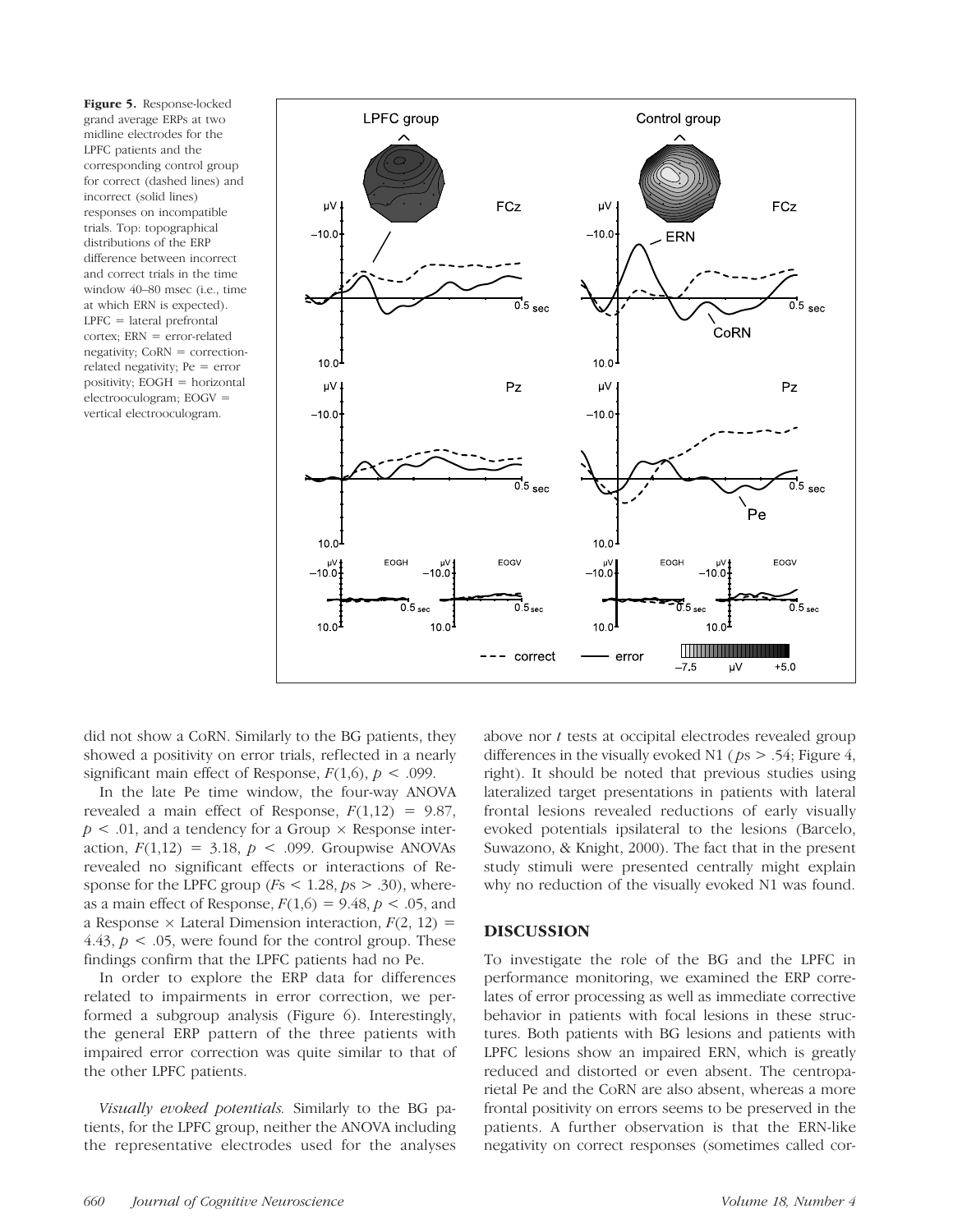**Figure 5.** Response-locked grand average ERPs at two midline electrodes for the LPFC patients and the corresponding control group for correct (dashed lines) and incorrect (solid lines) responses on incompatible trials. Top: topographical distributions of the ERP difference between incorrect and correct trials in the time window 40–80 msec (i.e., time at which ERN is expected). LPFC = lateral prefrontal cortex; ERN = error-related negativity; CoRN = correction-related negativity; Pe = error positivity; EOGH = horizontal electrooculogram; EOGV = vertical electrooculogram.

did not show a CoRN. Similarly to the BG patients, they showed a positivity on error trials, reflected in a nearly significant main effect of Response, $F(1,6)$, $p < .099$.

In the late Pe time window, the four-way ANOVA revealed a main effect of Response, $F(1,12) = 9.87$, $p < .01$, and a tendency for a Group × Response interaction, $F(1,12) = 3.18$, $p < .099$. Groupwise ANOVAs revealed no significant effects or interactions of Response for the LPFC group ($Fs < 1.28$, $ps > .30$), whereas a main effect of Response, $F(1,6) = 9.48$, $p < .05$, and a Response × Lateral Dimension interaction, $F(2, 12) = 4.43$, $p < .05$, were found for the control group. These findings confirm that the LPFC patients had no Pe.

In order to explore the ERP data for differences related to impairments in error correction, we performed a subgroup analysis (Figure 6). Interestingly, the general ERP pattern of the three patients with impaired error correction was quite similar to that of the other LPFC patients.

*Visually evoked potentials.* Similarly to the BG patients, for the LPFC group, neither the ANOVA including the representative electrodes used for the analyses above nor $t$ tests at occipital electrodes revealed group differences in the visually evoked N1 ($ps > .54$; Figure 4, right). It should be noted that previous studies using lateralized target presentations in patients with lateral frontal lesions revealed reductions of early visually evoked potentials ipsilateral to the lesions (Barcelo, Suwazono, & Knight, 2000). The fact that in the present study stimuli were presented centrally might explain why no reduction of the visually evoked N1 was found.

## DISCUSSION

To investigate the role of the BG and the LPFC in performance monitoring, we examined the ERP correlates of error processing as well as immediate corrective behavior in patients with focal lesions in these structures. Both patients with BG lesions and patients with LPFC lesions show an impaired ERN, which is greatly reduced and distorted or even absent. The centroparietal Pe and the CoRN are also absent, whereas a more frontal positivity on errors seems to be preserved in the patients. A further observation is that the ERN-like negativity on correct responses (sometimes called cor-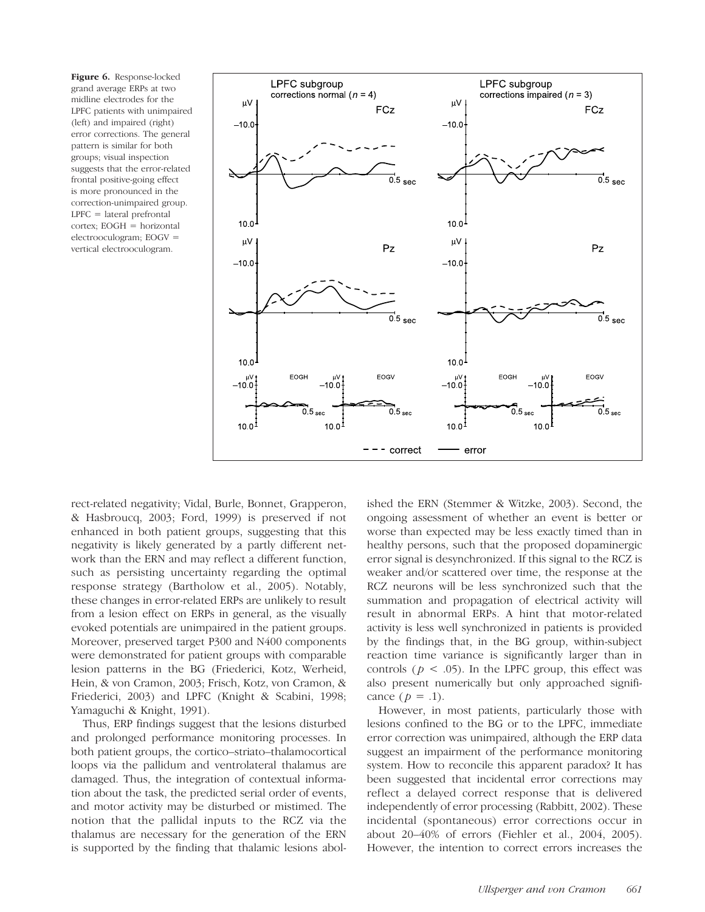**Figure 6.** Response-locked grand average ERPs at two midline electrodes for the LPFC patients with unimpaired (left) and impaired (right) error corrections. The general pattern is similar for both groups; visual inspection suggests that the error-related frontal positive-going effect is more pronounced in the correction-unimpaired group. LPFC = lateral prefrontal cortex; EOGH = horizontal electrooculogram; EOGV = vertical electrooculogram.

rect-related negativity; Vidal, Burle, Bonnet, Grapperon, & Hasbroucq, 2003; Ford, 1999) is preserved if not enhanced in both patient groups, suggesting that this negativity is likely generated by a partly different network than the ERN and may reflect a different function, such as persisting uncertainty regarding the optimal response strategy (Bartholow et al., 2005). Notably, these changes in error-related ERPs are unlikely to result from a lesion effect on ERPs in general, as the visually evoked potentials are unimpaired in the patient groups. Moreover, preserved target P300 and N400 components were demonstrated for patient groups with comparable lesion patterns in the BG (Friederici, Kotz, Werheid, Hein, & von Cramon, 2003; Frisch, Kotz, von Cramon, & Friederici, 2003) and LPFC (Knight & Scabini, 1998; Yamaguchi & Knight, 1991).

Thus, ERP findings suggest that the lesions disturbed and prolonged performance monitoring processes. In both patient groups, the cortico–striato–thalamocortical loops via the pallidum and ventrolateral thalamus are damaged. Thus, the integration of contextual information about the task, the predicted serial order of events, and motor activity may be disturbed or mistimed. The notion that the pallidal inputs to the RCZ via the thalamus are necessary for the generation of the ERN is supported by the finding that thalamic lesions abolished the ERN (Stemmer & Witzke, 2003). Second, the ongoing assessment of whether an event is better or worse than expected may be less exactly timed than in healthy persons, such that the proposed dopaminergic error signal is desynchronized. If this signal to the RCZ is weaker and/or scattered over time, the response at the RCZ neurons will be less synchronized such that the summation and propagation of electrical activity will result in abnormal ERPs. A hint that motor-related activity is less well synchronized in patients is provided by the findings that, in the BG group, within-subject reaction time variance is significantly larger than in controls ($p < .05$). In the LPFC group, this effect was also present numerically but only approached significance ($p = .1$).

However, in most patients, particularly those with lesions confined to the BG or to the LPFC, immediate error correction was unimpaired, although the ERP data suggest an impairment of the performance monitoring system. How to reconcile this apparent paradox? It has been suggested that incidental error corrections may reflect a delayed correct response that is delivered independently of error processing (Rabbitt, 2002). These incidental (spontaneous) error corrections occur in about 20–40% of errors (Fiehler et al., 2004, 2005). However, the intention to correct errors increases the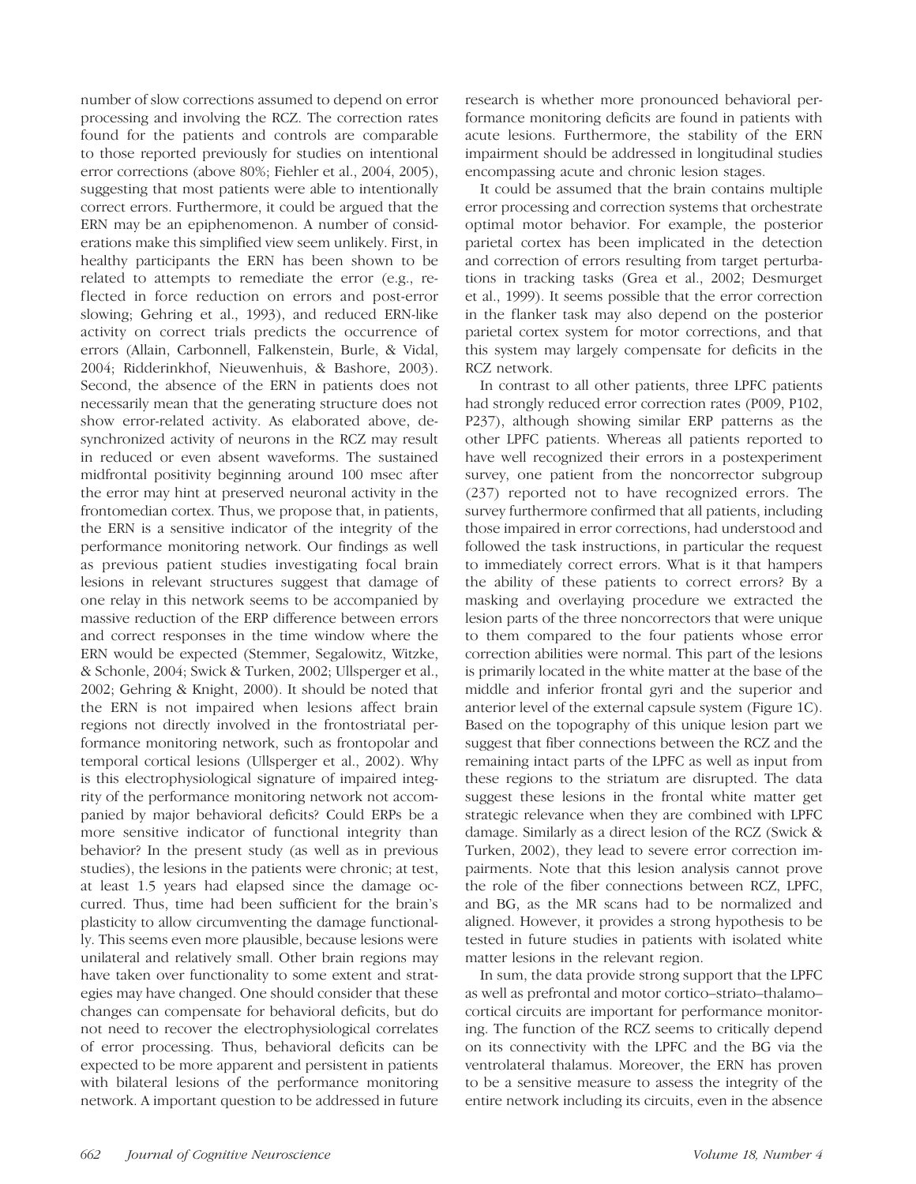number of slow corrections assumed to depend on error processing and involving the RCZ. The correction rates found for the patients and controls are comparable to those reported previously for studies on intentional error corrections (above 80%; Fiehler et al., 2004, 2005), suggesting that most patients were able to intentionally correct errors. Furthermore, it could be argued that the ERN may be an epiphenomenon. A number of considerations make this simplified view seem unlikely. First, in healthy participants the ERN has been shown to be related to attempts to remediate the error (e.g., reflected in force reduction on errors and post-error slowing; Gehring et al., 1993), and reduced ERN-like activity on correct trials predicts the occurrence of errors (Allain, Carbonnell, Falkenstein, Burle, & Vidal, 2004; Ridderinkhof, Nieuwenhuis, & Bashore, 2003). Second, the absence of the ERN in patients does not necessarily mean that the generating structure does not show error-related activity. As elaborated above, desynchronized activity of neurons in the RCZ may result in reduced or even absent waveforms. The sustained midfrontal positivity beginning around 100 msec after the error may hint at preserved neuronal activity in the frontomedian cortex. Thus, we propose that, in patients, the ERN is a sensitive indicator of the integrity of the performance monitoring network. Our findings as well as previous patient studies investigating focal brain lesions in relevant structures suggest that damage of one relay in this network seems to be accompanied by massive reduction of the ERP difference between errors and correct responses in the time window where the ERN would be expected (Stemmer, Segalowitz, Witzke, & Schonle, 2004; Swick & Turken, 2002; Ullsperger et al., 2002; Gehring & Knight, 2000). It should be noted that the ERN is not impaired when lesions affect brain regions not directly involved in the frontostriatal performance monitoring network, such as frontopolar and temporal cortical lesions (Ullsperger et al., 2002). Why is this electrophysiological signature of impaired integrity of the performance monitoring network not accompanied by major behavioral deficits? Could ERPs be a more sensitive indicator of functional integrity than behavior? In the present study (as well as in previous studies), the lesions in the patients were chronic; at test, at least 1.5 years had elapsed since the damage occurred. Thus, time had been sufficient for the brain's plasticity to allow circumventing the damage functionally. This seems even more plausible, because lesions were unilateral and relatively small. Other brain regions may have taken over functionality to some extent and strategies may have changed. One should consider that these changes can compensate for behavioral deficits, but do not need to recover the electrophysiological correlates of error processing. Thus, behavioral deficits can be expected to be more apparent and persistent in patients with bilateral lesions of the performance monitoring network. A important question to be addressed in future research is whether more pronounced behavioral performance monitoring deficits are found in patients with acute lesions. Furthermore, the stability of the ERN impairment should be addressed in longitudinal studies encompassing acute and chronic lesion stages.

It could be assumed that the brain contains multiple error processing and correction systems that orchestrate optimal motor behavior. For example, the posterior parietal cortex has been implicated in the detection and correction of errors resulting from target perturbations in tracking tasks (Grea et al., 2002; Desmurget et al., 1999). It seems possible that the error correction in the flanker task may also depend on the posterior parietal cortex system for motor corrections, and that this system may largely compensate for deficits in the RCZ network.

In contrast to all other patients, three LPFC patients had strongly reduced error correction rates (P009, P102, P237), although showing similar ERP patterns as the other LPFC patients. Whereas all patients reported to have well recognized their errors in a postexperiment survey, one patient from the noncorrector subgroup (237) reported not to have recognized errors. The survey furthermore confirmed that all patients, including those impaired in error corrections, had understood and followed the task instructions, in particular the request to immediately correct errors. What is it that hampers the ability of these patients to correct errors? By a masking and overlaying procedure we extracted the lesion parts of the three noncorrectors that were unique to them compared to the four patients whose error correction abilities were normal. This part of the lesions is primarily located in the white matter at the base of the middle and inferior frontal gyri and the superior and anterior level of the external capsule system (Figure 1C). Based on the topography of this unique lesion part we suggest that fiber connections between the RCZ and the remaining intact parts of the LPFC as well as input from these regions to the striatum are disrupted. The data suggest these lesions in the frontal white matter get strategic relevance when they are combined with LPFC damage. Similarly as a direct lesion of the RCZ (Swick & Turken, 2002), they lead to severe error correction impairments. Note that this lesion analysis cannot prove the role of the fiber connections between RCZ, LPFC, and BG, as the MR scans had to be normalized and aligned. However, it provides a strong hypothesis to be tested in future studies in patients with isolated white matter lesions in the relevant region.

In sum, the data provide strong support that the LPFC as well as prefrontal and motor cortico–striato–thalamo–cortical circuits are important for performance monitoring. The function of the RCZ seems to critically depend on its connectivity with the LPFC and the BG via the ventrolateral thalamus. Moreover, the ERN has proven to be a sensitive measure to assess the integrity of the entire network including its circuits, even in the absence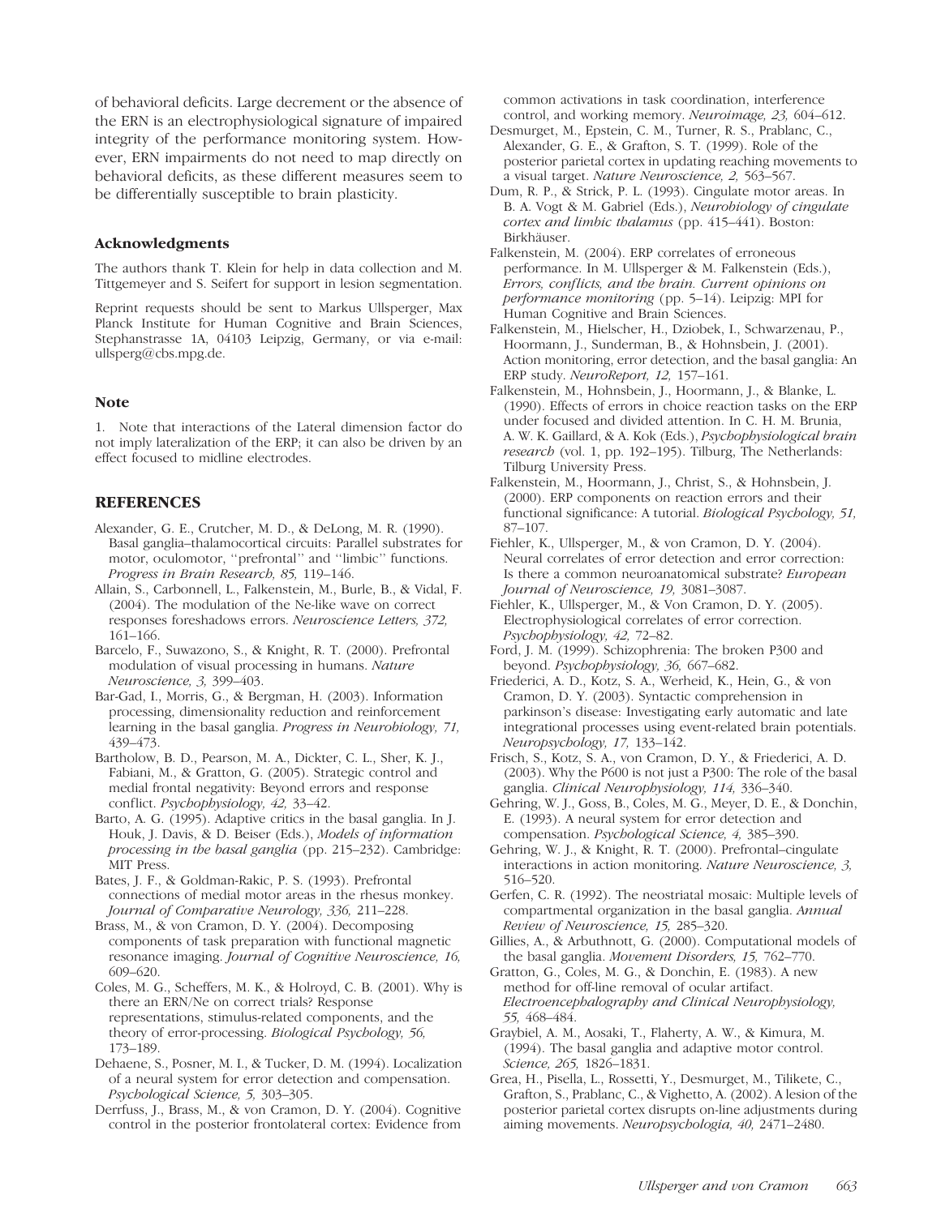of behavioral deficits. Large decrement or the absence of the ERN is an electrophysiological signature of impaired integrity of the performance monitoring system. However, ERN impairments do not need to map directly on behavioral deficits, as these different measures seem to be differentially susceptible to brain plasticity.

#### Acknowledgments

The authors thank T. Klein for help in data collection and M. Tittgemeyer and S. Seifert for support in lesion segmentation.

Reprint requests should be sent to Markus Ullsperger, Max Planck Institute for Human Cognitive and Brain Sciences, Stephanstrasse 1A, 04103 Leipzig, Germany, or via e-mail: ullsperg@cbs.mpg.de.

#### Note

1. Note that interactions of the Lateral dimension factor do not imply lateralization of the ERP; it can also be driven by an effect focused to midline electrodes.

## REFERENCES

Alexander, G. E., Crutcher, M. D., & DeLong, M. R. (1990). Basal ganglia–thalamocortical circuits: Parallel substrates for motor, oculomotor, ''prefrontal'' and ''limbic'' functions. *Progress in Brain Research, 85,* 119–146.

Allain, S., Carbonnell, L., Falkenstein, M., Burle, B., & Vidal, F. (2004). The modulation of the Ne-like wave on correct responses foreshadows errors. *Neuroscience Letters, 372,* 161–166.

Barcelo, F., Suwazono, S., & Knight, R. T. (2000). Prefrontal modulation of visual processing in humans. *Nature Neuroscience, 3,* 399–403.

Bar-Gad, I., Morris, G., & Bergman, H. (2003). Information processing, dimensionality reduction and reinforcement learning in the basal ganglia. *Progress in Neurobiology, 71,* 439–473.

Bartholow, B. D., Pearson, M. A., Dickter, C. L., Sher, K. J., Fabiani, M., & Gratton, G. (2005). Strategic control and medial frontal negativity: Beyond errors and response conflict. *Psychophysiology, 42,* 33–42.

Barto, A. G. (1995). Adaptive critics in the basal ganglia. In J. Houk, J. Davis, & D. Beiser (Eds.), *Models of information processing in the basal ganglia* (pp. 215–232). Cambridge: MIT Press.

Bates, J. F., & Goldman-Rakic, P. S. (1993). Prefrontal connections of medial motor areas in the rhesus monkey. *Journal of Comparative Neurology, 336,* 211–228.

Brass, M., & von Cramon, D. Y. (2004). Decomposing components of task preparation with functional magnetic resonance imaging. *Journal of Cognitive Neuroscience, 16,* 609–620.

Coles, M. G., Scheffers, M. K., & Holroyd, C. B. (2001). Why is there an ERN/Ne on correct trials? Response representations, stimulus-related components, and the theory of error-processing. *Biological Psychology, 56,* 173–189.

Dehaene, S., Posner, M. I., & Tucker, D. M. (1994). Localization of a neural system for error detection and compensation. *Psychological Science, 5,* 303–305.

Derrfuss, J., Brass, M., & von Cramon, D. Y. (2004). Cognitive control in the posterior frontolateral cortex: Evidence from common activations in task coordination, interference control, and working memory. *Neuroimage, 23,* 604–612.

Desmurget, M., Epstein, C. M., Turner, R. S., Prablanc, C., Alexander, G. E., & Grafton, S. T. (1999). Role of the posterior parietal cortex in updating reaching movements to a visual target. *Nature Neuroscience, 2,* 563–567.

Dum, R. P., & Strick, P. L. (1993). Cingulate motor areas. In B. A. Vogt & M. Gabriel (Eds.), *Neurobiology of cingulate cortex and limbic thalamus* (pp. 415–441). Boston: Birkhäuser.

Falkenstein, M. (2004). ERP correlates of erroneous performance. In M. Ullsperger & M. Falkenstein (Eds.), *Errors, conflicts, and the brain. Current opinions on performance monitoring* (pp. 5–14). Leipzig: MPI for Human Cognitive and Brain Sciences.

Falkenstein, M., Hielscher, H., Dziobek, I., Schwarzenau, P., Hoormann, J., Sunderman, B., & Hohnsbein, J. (2001). Action monitoring, error detection, and the basal ganglia: An ERP study. *NeuroReport, 12,* 157–161.

Falkenstein, M., Hohnsbein, J., Hoormann, J., & Blanke, L. (1990). Effects of errors in choice reaction tasks on the ERP under focused and divided attention. In C. H. M. Brunia, A. W. K. Gaillard, & A. Kok (Eds.), *Psychophysiological brain research* (vol. 1, pp. 192–195). Tilburg, The Netherlands: Tilburg University Press.

Falkenstein, M., Hoormann, J., Christ, S., & Hohnsbein, J. (2000). ERP components on reaction errors and their functional significance: A tutorial. *Biological Psychology, 51,* 87–107.

Fiehler, K., Ullsperger, M., & von Cramon, D. Y. (2004). Neural correlates of error detection and error correction: Is there a common neuroanatomical substrate? *European Journal of Neuroscience, 19,* 3081–3087.

Fiehler, K., Ullsperger, M., & Von Cramon, D. Y. (2005). Electrophysiological correlates of error correction. *Psychophysiology, 42,* 72–82.

Ford, J. M. (1999). Schizophrenia: The broken P300 and beyond. *Psychophysiology, 36,* 667–682.

Friederici, A. D., Kotz, S. A., Werheid, K., Hein, G., & von Cramon, D. Y. (2003). Syntactic comprehension in parkinson's disease: Investigating early automatic and late integrational processes using event-related brain potentials. *Neuropsychology, 17,* 133–142.

Frisch, S., Kotz, S. A., von Cramon, D. Y., & Friederici, A. D. (2003). Why the P600 is not just a P300: The role of the basal ganglia. *Clinical Neurophysiology, 114,* 336–340.

Gehring, W. J., Goss, B., Coles, M. G., Meyer, D. E., & Donchin, E. (1993). A neural system for error detection and compensation. *Psychological Science, 4,* 385–390.

Gehring, W. J., & Knight, R. T. (2000). Prefrontal–cingulate interactions in action monitoring. *Nature Neuroscience, 3,* 516–520.

Gerfen, C. R. (1992). The neostriatal mosaic: Multiple levels of compartmental organization in the basal ganglia. *Annual Review of Neuroscience, 15,* 285–320.

Gillies, A., & Arbuthnott, G. (2000). Computational models of the basal ganglia. *Movement Disorders, 15,* 762–770.

Gratton, G., Coles, M. G., & Donchin, E. (1983). A new method for off-line removal of ocular artifact. *Electroencephalography and Clinical Neurophysiology, 55,* 468–484.

Graybiel, A. M., Aosaki, T., Flaherty, A. W., & Kimura, M. (1994). The basal ganglia and adaptive motor control. *Science, 265,* 1826–1831.

Grea, H., Pisella, L., Rossetti, Y., Desmurget, M., Tilikete, C., Grafton, S., Prablanc, C., & Vighetto, A. (2002). A lesion of the posterior parietal cortex disrupts on-line adjustments during aiming movements. *Neuropsychologia, 40,* 2471–2480.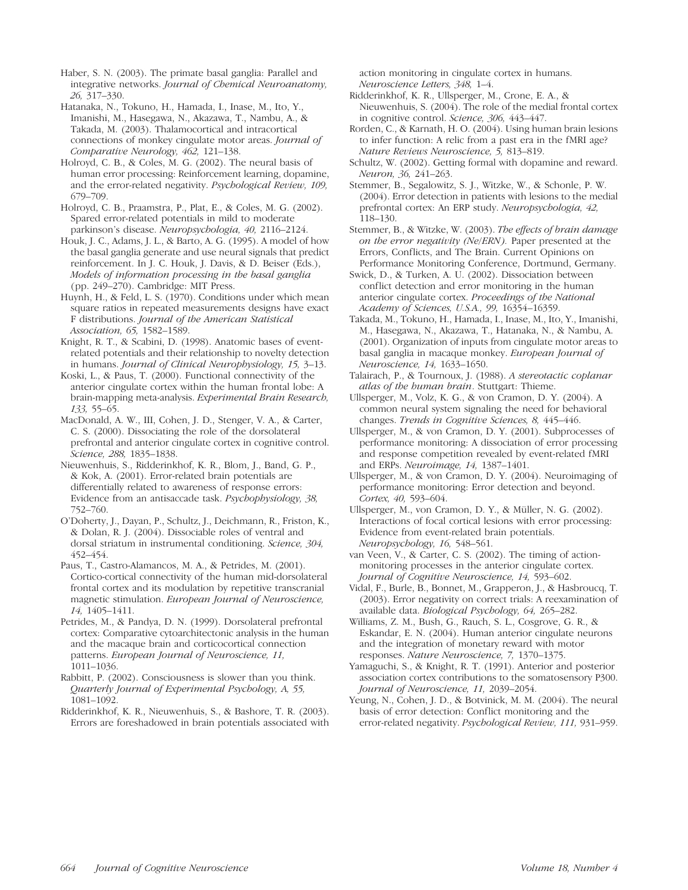Haber, S. N. (2003). The primate basal ganglia: Parallel and integrative networks. *Journal of Chemical Neuroanatomy, 26,* 317–330.

Hatanaka, N., Tokuno, H., Hamada, I., Inase, M., Ito, Y., Imanishi, M., Hasegawa, N., Akazawa, T., Nambu, A., & Takada, M. (2003). Thalamocortical and intracortical connections of monkey cingulate motor areas. *Journal of Comparative Neurology, 462,* 121–138.

Holroyd, C. B., & Coles, M. G. (2002). The neural basis of human error processing: Reinforcement learning, dopamine, and the error-related negativity. *Psychological Review, 109,* 679–709.

Holroyd, C. B., Praamstra, P., Plat, E., & Coles, M. G. (2002). Spared error-related potentials in mild to moderate parkinson's disease. *Neuropsychologia, 40,* 2116–2124.

Houk, J. C., Adams, J. L., & Barto, A. G. (1995). A model of how the basal ganglia generate and use neural signals that predict reinforcement. In J. C. Houk, J. Davis, & D. Beiser (Eds.), *Models of information processing in the basal ganglia* (pp. 249–270). Cambridge: MIT Press.

Huynh, H., & Feld, L. S. (1970). Conditions under which mean square ratios in repeated measurements designs have exact F distributions. *Journal of the American Statistical Association, 65,* 1582–1589.

Knight, R. T., & Scabini, D. (1998). Anatomic bases of event-related potentials and their relationship to novelty detection in humans. *Journal of Clinical Neurophysiology, 15,* 3–13.

Koski, L., & Paus, T. (2000). Functional connectivity of the anterior cingulate cortex within the human frontal lobe: A brain-mapping meta-analysis. *Experimental Brain Research, 133,* 55–65.

MacDonald, A. W., III, Cohen, J. D., Stenger, V. A., & Carter, C. S. (2000). Dissociating the role of the dorsolateral prefrontal and anterior cingulate cortex in cognitive control. *Science, 288,* 1835–1838.

Nieuwenhuis, S., Ridderinkhof, K. R., Blom, J., Band, G. P., & Kok, A. (2001). Error-related brain potentials are differentially related to awareness of response errors: Evidence from an antisaccade task. *Psychophysiology, 38,* 752–760.

O'Doherty, J., Dayan, P., Schultz, J., Deichmann, R., Friston, K., & Dolan, R. J. (2004). Dissociable roles of ventral and dorsal striatum in instrumental conditioning. *Science, 304,* 452–454.

Paus, T., Castro-Alamancos, M. A., & Petrides, M. (2001). Cortico-cortical connectivity of the human mid-dorsolateral frontal cortex and its modulation by repetitive transcranial magnetic stimulation. *European Journal of Neuroscience, 14,* 1405–1411.

Petrides, M., & Pandya, D. N. (1999). Dorsolateral prefrontal cortex: Comparative cytoarchitectonic analysis in the human and the macaque brain and corticocortical connection patterns. *European Journal of Neuroscience, 11,* 1011–1036.

Rabbitt, P. (2002). Consciousness is slower than you think. *Quarterly Journal of Experimental Psychology, A, 55,* 1081–1092.

Ridderinkhof, K. R., Nieuwenhuis, S., & Bashore, T. R. (2003). Errors are foreshadowed in brain potentials associated with action monitoring in cingulate cortex in humans. *Neuroscience Letters, 348,* 1–4.

Ridderinkhof, K. R., Ullsperger, M., Crone, E. A., & Nieuwenhuis, S. (2004). The role of the medial frontal cortex in cognitive control. *Science, 306,* 443–447.

Rorden, C., & Karnath, H. O. (2004). Using human brain lesions to infer function: A relic from a past era in the fMRI age? *Nature Reviews Neuroscience, 5,* 813–819.

Schultz, W. (2002). Getting formal with dopamine and reward. *Neuron, 36,* 241–263.

Stemmer, B., Segalowitz, S. J., Witzke, W., & Schonle, P. W. (2004). Error detection in patients with lesions to the medial prefrontal cortex: An ERP study. *Neuropsychologia, 42,* 118–130.

Stemmer, B., & Witzke, W. (2003). *The effects of brain damage on the error negativity (Ne/ERN).* Paper presented at the Errors, Conflicts, and The Brain. Current Opinions on Performance Monitoring Conference, Dortmund, Germany.

Swick, D., & Turken, A. U. (2002). Dissociation between conflict detection and error monitoring in the human anterior cingulate cortex. *Proceedings of the National Academy of Sciences, U.S.A., 99,* 16354–16359.

Takada, M., Tokuno, H., Hamada, I., Inase, M., Ito, Y., Imanishi, M., Hasegawa, N., Akazawa, T., Hatanaka, N., & Nambu, A. (2001). Organization of inputs from cingulate motor areas to basal ganglia in macaque monkey. *European Journal of Neuroscience, 14,* 1633–1650.

Talairach, P., & Tournoux, J. (1988). *A stereotactic coplanar atlas of the human brain*. Stuttgart: Thieme.

Ullsperger, M., Volz, K. G., & von Cramon, D. Y. (2004). A common neural system signaling the need for behavioral changes. *Trends in Cognitive Sciences, 8,* 445–446.

Ullsperger, M., & von Cramon, D. Y. (2001). Subprocesses of performance monitoring: A dissociation of error processing and response competition revealed by event-related fMRI and ERPs. *Neuroimage, 14,* 1387–1401.

Ullsperger, M., & von Cramon, D. Y. (2004). Neuroimaging of performance monitoring: Error detection and beyond. *Cortex, 40,* 593–604.

Ullsperger, M., von Cramon, D. Y., & Müller, N. G. (2002). Interactions of focal cortical lesions with error processing: Evidence from event-related brain potentials. *Neuropsychology, 16,* 548–561.

van Veen, V., & Carter, C. S. (2002). The timing of action-monitoring processes in the anterior cingulate cortex. *Journal of Cognitive Neuroscience, 14,* 593–602.

Vidal, F., Burle, B., Bonnet, M., Grapperon, J., & Hasbroucq, T. (2003). Error negativity on correct trials: A reexamination of available data. *Biological Psychology, 64,* 265–282.

Williams, Z. M., Bush, G., Rauch, S. L., Cosgrove, G. R., & Eskandar, E. N. (2004). Human anterior cingulate neurons and the integration of monetary reward with motor responses. *Nature Neuroscience, 7,* 1370–1375.

Yamaguchi, S., & Knight, R. T. (1991). Anterior and posterior association cortex contributions to the somatosensory P300. *Journal of Neuroscience, 11,* 2039–2054.

Yeung, N., Cohen, J. D., & Botvinick, M. M. (2004). The neural basis of error detection: Conflict monitoring and the error-related negativity. *Psychological Review, 111,* 931–959.